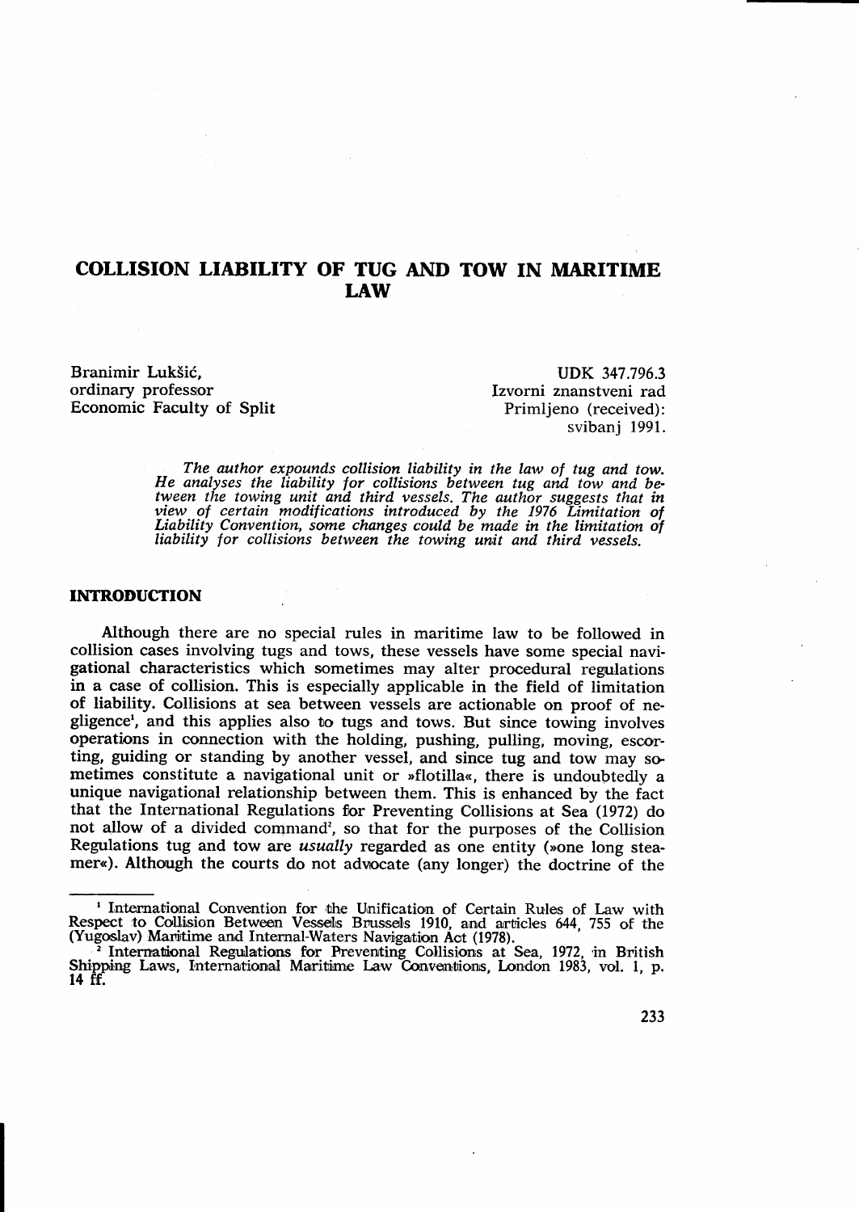# COLLISION LIABILITY OF TUG AND TOW IN MARITIME LAW

Branimir Lukšić,
ordinary professor
Economic Faculty of Split

UDK 347.796.3
Izvorni znanstveni rad
Primljeno (received):
svibanj 1991.

*The author expounds collision liability in the law of tug and tow. He analyses the liability for collisions between tug and tow and between the towing unit and third vessels. The author suggests that in view of certain modifications introduced by the 1976 Limitation of Liability Convention, some changes could be made in the limitation of liability for collisions between the towing unit and third vessels.*

## INTRODUCTION

Although there are no special rules in maritime law to be followed in collision cases involving tugs and tows, these vessels have some special navigational characteristics which sometimes may alter procedural regulations in a case of collision. This is especially applicable in the field of limitation of liability. Collisions at sea between vessels are actionable on proof of negligence[1], and this applies also to tugs and tows. But since towing involves operations in connection with the holding, pushing, pulling, moving, escorting, guiding or standing by another vessel, and since tug and tow may sometimes constitute a navigational unit or »flotilla«, there is undoubtedly a unique navigational relationship between them. This is enhanced by the fact that the International Regulations for Preventing Collisions at Sea (1972) do not allow of a divided command[2], so that for the purposes of the Collision Regulations tug and tow are *usually* regarded as one entity (»one long steamer«). Although the courts do not advocate (any longer) the doctrine of the

---

[1] International Convention for the Unification of Certain Rules of Law with Respect to Collision Between Vessels Brussels 1910, and articles 644, 755 of the (Yugoslav) Maritime and Internal-Waters Navigation Act (1978).

[2] International Regulations for Preventing Collisions at Sea, 1972, in British Shipping Laws, International Maritime Law Conventions, London 1983, vol. 1, p. 14 ff.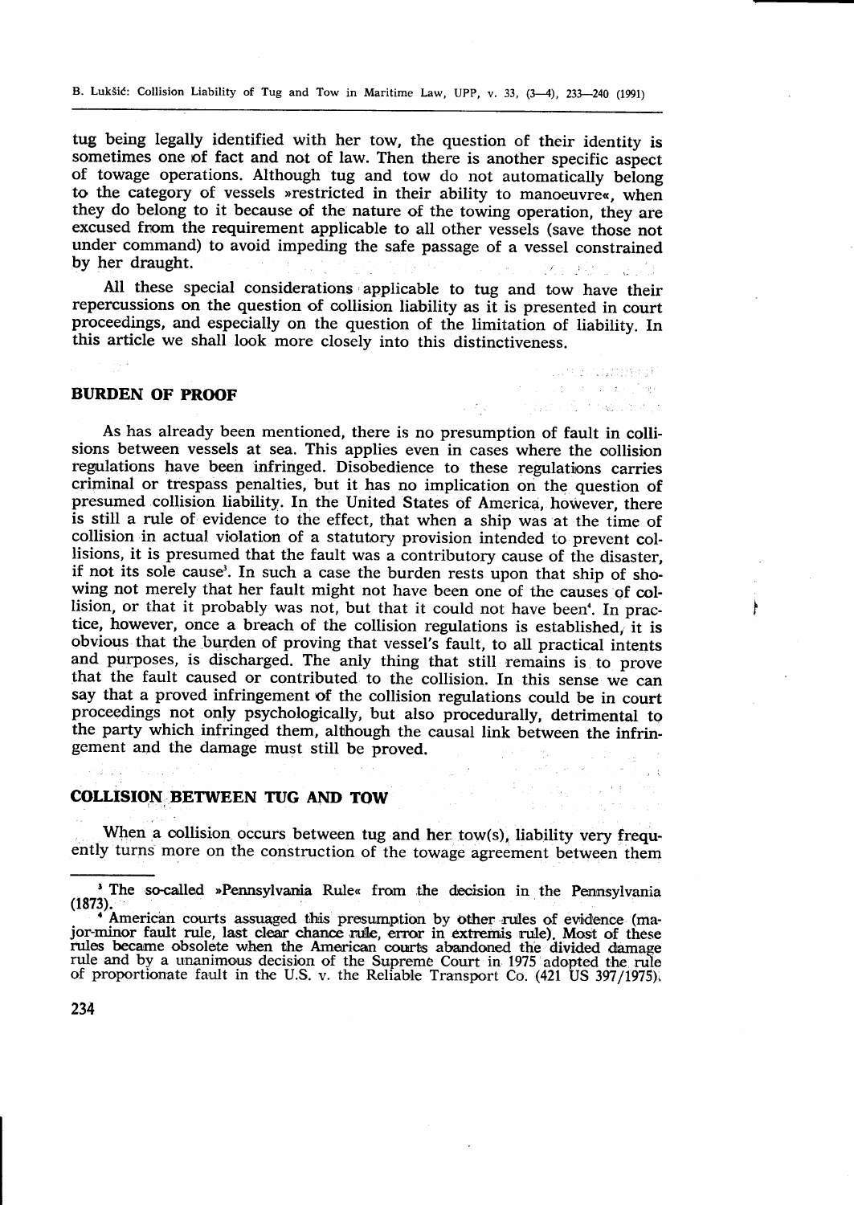tug being legally identified with her tow, the question of their identity is sometimes one of fact and not of law. Then there is another specific aspect of towage operations. Although tug and tow do not automatically belong to the category of vessels »restricted in their ability to manoeuvre«, when they do belong to it because of the nature of the towing operation, they are excused from the requirement applicable to all other vessels (save those not under command) to avoid impeding the safe passage of a vessel constrained by her draught.

All these special considerations applicable to tug and tow have their repercussions on the question of collision liability as it is presented in court proceedings, and especially on the question of the limitation of liability. In this article we shall look more closely into this distinctiveness.

## BURDEN OF PROOF

As has already been mentioned, there is no presumption of fault in collisions between vessels at sea. This applies even in cases where the collision regulations have been infringed. Disobedience to these regulations carries criminal or trespass penalties, but it has no implication on the question of presumed collision liability. In the United States of America, however, there is still a rule of evidence to the effect, that when a ship was at the time of collision in actual violation of a statutory provision intended to prevent collisions, it is presumed that the fault was a contributory cause of the disaster, if not its sole cause[3]. In such a case the burden rests upon that ship of showing not merely that her fault might not have been one of the causes of collision, or that it probably was not, but that it could not have been[4]. In practice, however, once a breach of the collision regulations is established, it is obvious that the burden of proving that vessel's fault, to all practical intents and purposes, is discharged. The anly thing that still remains is to prove that the fault caused or contributed to the collision. In this sense we can say that a proved infringement of the collision regulations could be in court proceedings not only psychologically, but also procedurally, detrimental to the party which infringed them, although the causal link between the infringement and the damage must still be proved.

## COLLISION BETWEEN TUG AND TOW

When a collision occurs between tug and her tow(s), liability very frequently turns more on the construction of the towage agreement between them

---

[3] The so-called »Pennsylvania Rule« from the decision in the Pennsylvania (1873).

[4] American courts assuaged this presumption by other rules of evidence (major-minor fault rule, last clear chance rule, error in extremis rule). Most of these rules became obsolete when the American courts abandoned the divided damage rule and by a unanimous decision of the Supreme Court in 1975 adopted the rule of proportionate fault in the U.S. v. the Reliable Transport Co. (421 US 397/1975).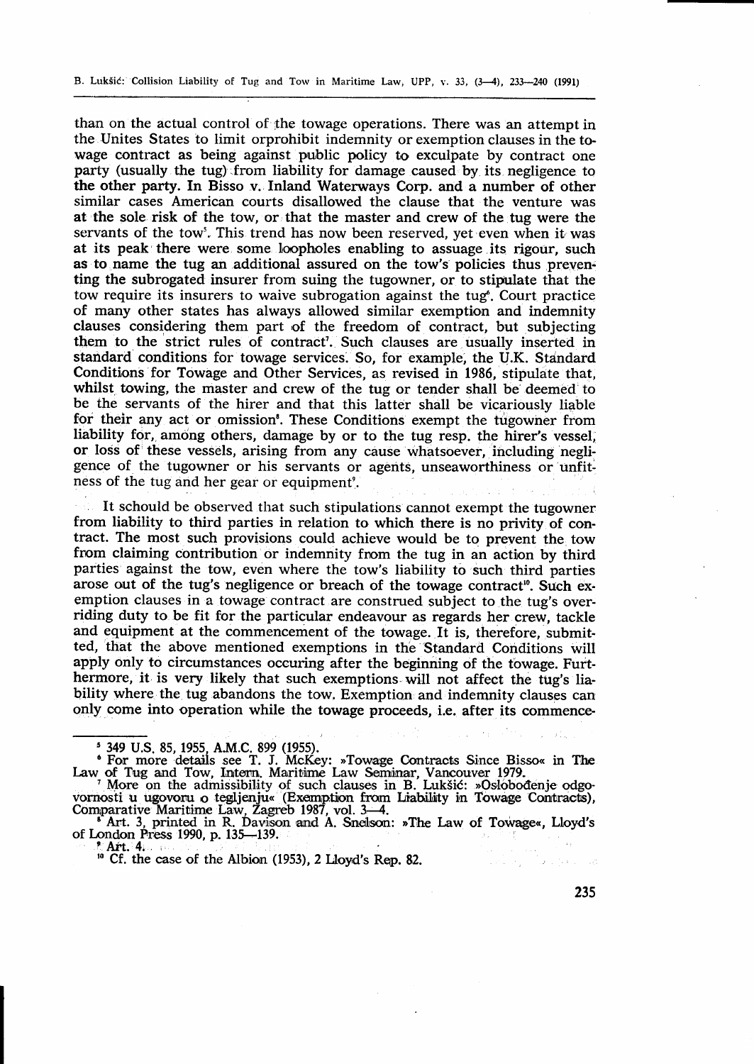than on the actual control of the towage operations. There was an attempt in the Unites States to limit orprohibit indemnity or exemption clauses in the towage contract as being against public policy to exculpate by contract one party (usually the tug) from liability for damage caused by its negligence to the other party. In Bisso v. Inland Waterways Corp. and a number of other similar cases American courts disallowed the clause that the venture was at the sole risk of the tow, or that the master and crew of the tug were the servants of the tow[5]. This trend has now been reserved, yet even when it was at its peak there were some loopholes enabling to assuage its rigour, such as to name the tug an additional assured on the tow's policies thus preventing the subrogated insurer from suing the tugowner, or to stipulate that the tow require its insurers to waive subrogation against the tug[6]. Court practice of many other states has always allowed similar exemption and indemnity clauses considering them part of the freedom of contract, but subjecting them to the strict rules of contract[7]. Such clauses are usually inserted in standard conditions for towage services. So, for example, the U.K. Standard Conditions for Towage and Other Services, as revised in 1986, stipulate that, whilst towing, the master and crew of the tug or tender shall be deemed to be the servants of the hirer and that this latter shall be vicariously liable for their any act or omission[8]. These Conditions exempt the tugowner from liability for, among others, damage by or to the tug resp. the hirer's vessel, or loss of these vessels, arising from any cause whatsoever, including negligence of the tugowner or his servants or agents, unseaworthiness or unfitness of the tug and her gear or equipment[9].

It schould be observed that such stipulations cannot exempt the tugowner from liability to third parties in relation to which there is no privity of contract. The most such provisions could achieve would be to prevent the tow from claiming contribution or indemnity from the tug in an action by third parties against the tow, even where the tow's liability to such third parties arose out of the tug's negligence or breach of the towage contract[10]. Such exemption clauses in a towage contract are construed subject to the tug's overriding duty to be fit for the particular endeavour as regards her crew, tackle and equipment at the commencement of the towage. It is, therefore, submitted, that the above mentioned exemptions in the Standard Conditions will apply only to circumstances occuring after the beginning of the towage. Furthermore, it is very likely that such exemptions will not affect the tug's liability where the tug abandons the tow. Exemption and indemnity clauses can only come into operation while the towage proceeds, i.e. after its commence-

---

[5] 349 U.S. 85, 1955, A.M.C. 899 (1955).

[6] For more details see T. J. McKey: »Towage Contracts Since Bisso« in The Law of Tug and Tow, Intern. Maritime Law Seminar, Vancouver 1979.

[7] More on the admissibility of such clauses in B. Lukšić: »Oslobođenje odgovornosti u ugovoru o tegljenju« (Exemption from Liability in Towage Contracts), Comparative Maritime Law, Zagreb 1987, vol. 3—4.

[8] Art. 3, printed in R. Davison and A. Snelson: »The Law of Towage«, Lloyd's of London Press 1990, p. 135—139.

[9] Art. 4.

[10] Cf. the case of the Albion (1953), 2 Lloyd's Rep. 82.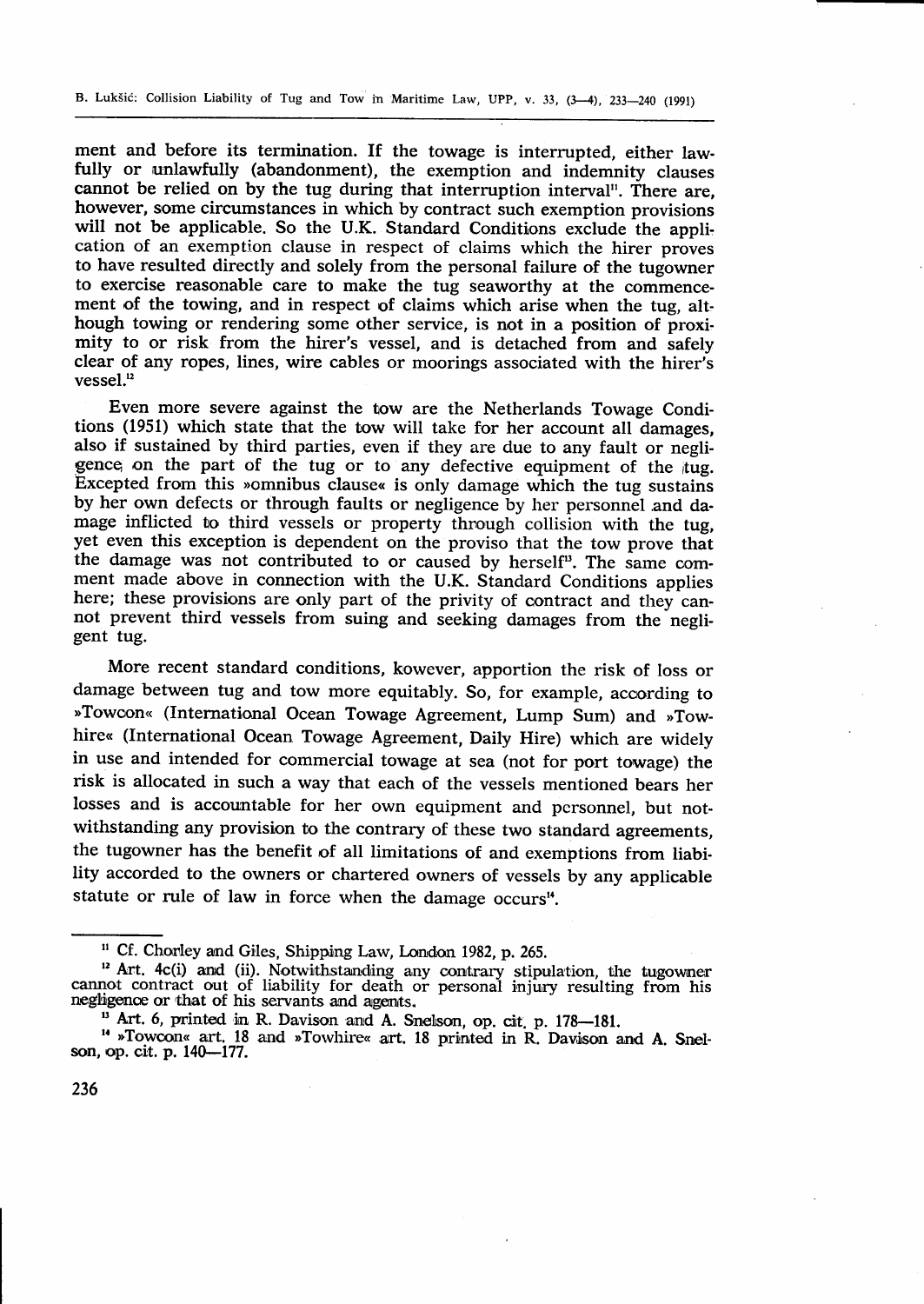ment and before its termination. If the towage is interrupted, either lawfully or unlawfully (abandonment), the exemption and indemnity clauses cannot be relied on by the tug during that interruption interval[11]. There are, however, some circumstances in which by contract such exemption provisions will not be applicable. So the U.K. Standard Conditions exclude the application of an exemption clause in respect of claims which the hirer proves to have resulted directly and solely from the personal failure of the tugowner to exercise reasonable care to make the tug seaworthy at the commencement of the towing, and in respect of claims which arise when the tug, although towing or rendering some other service, is not in a position of proximity to or risk from the hirer's vessel, and is detached from and safely clear of any ropes, lines, wire cables or moorings associated with the hirer's vessel.[12]

Even more severe against the tow are the Netherlands Towage Conditions (1951) which state that the tow will take for her account all damages, also if sustained by third parties, even if they are due to any fault or negligence on the part of the tug or to any defective equipment of the tug. Excepted from this »omnibus clause« is only damage which the tug sustains by her own defects or through faults or negligence by her personnel and damage inflicted to third vessels or property through collision with the tug, yet even this exception is dependent on the proviso that the tow prove that the damage was not contributed to or caused by herself[13]. The same comment made above in connection with the U.K. Standard Conditions applies here; these provisions are only part of the privity of contract and they cannot prevent third vessels from suing and seeking damages from the negligent tug.

More recent standard conditions, kowever, apportion the risk of loss or damage between tug and tow more equitably. So, for example, according to »Towcon« (International Ocean Towage Agreement, Lump Sum) and »Towhire« (International Ocean Towage Agreement, Daily Hire) which are widely in use and intended for commercial towage at sea (not for port towage) the risk is allocated in such a way that each of the vessels mentioned bears her losses and is accountable for her own equipment and personnel, but notwithstanding any provision to the contrary of these two standard agreements, the tugowner has the benefit of all limitations of and exemptions from liability accorded to the owners or chartered owners of vessels by any applicable statute or rule of law in force when the damage occurs[14].

---

[11] Cf. Chorley and Giles, Shipping Law, London 1982, p. 265.

[12] Art. 4c(i) and (ii). Notwithstanding any contrary stipulation, the tugowner cannot contract out of liability for death or personal injury resulting from his negligence or that of his servants and agents.

[13] Art. 6, printed in R. Davison and A. Snelson, op. cit. p. 178—181.

[14] »Towcon« art. 18 and »Towhire« art. 18 printed in R. Davison and A. Snelson, op. cit. p. 140—177.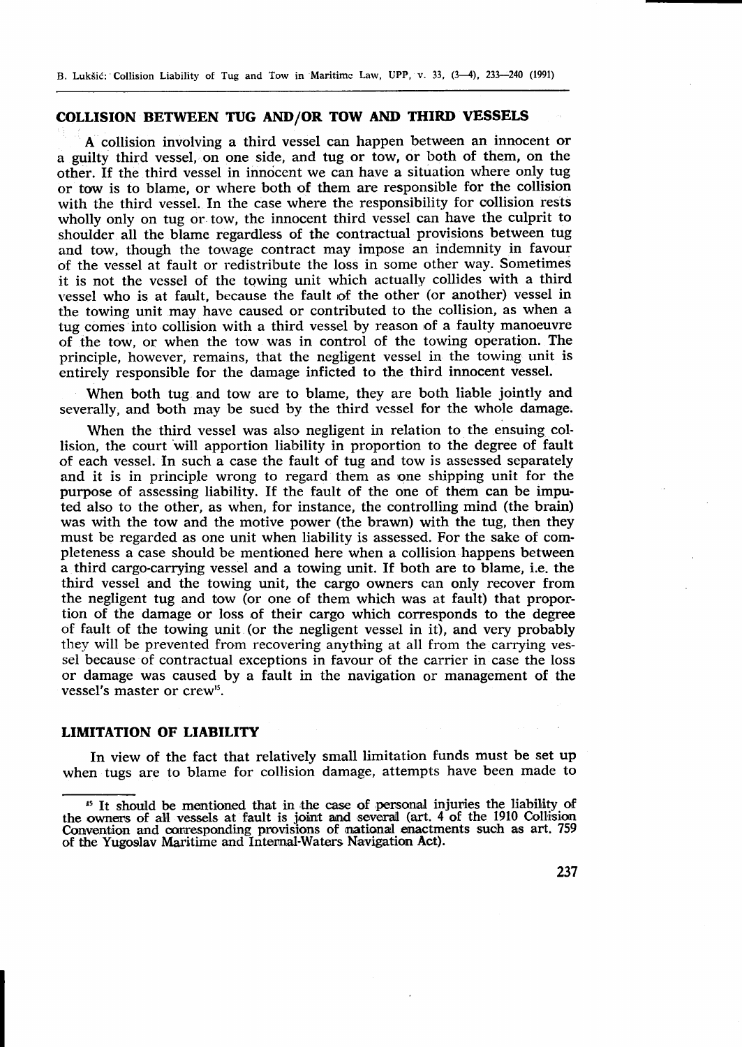## COLLISION BETWEEN TUG AND/OR TOW AND THIRD VESSELS

A collision involving a third vessel can happen between an innocent or a guilty third vessel, on one side, and tug or tow, or both of them, on the other. If the third vessel in innocent we can have a situation where only tug or tow is to blame, or where both of them are responsible for the collision with the third vessel. In the case where the responsibility for collision rests wholly only on tug or tow, the innocent third vessel can have the culprit to shoulder all the blame regardless of the contractual provisions between tug and tow, though the towage contract may impose an indemnity in favour of the vessel at fault or redistribute the loss in some other way. Sometimes it is not the vessel of the towing unit which actually collides with a third vessel who is at fault, because the fault of the other (or another) vessel in the towing unit may have caused or contributed to the collision, as when a tug comes into collision with a third vessel by reason of a faulty manoeuvre of the tow, or when the tow was in control of the towing operation. The principle, however, remains, that the negligent vessel in the towing unit is entirely responsible for the damage inficted to the third innocent vessel.

When both tug and tow are to blame, they are both liable jointly and severally, and both may be sued by the third vessel for the whole damage.

When the third vessel was also negligent in relation to the ensuing collision, the court will apportion liability in proportion to the degree of fault of each vessel. In such a case the fault of tug and tow is assessed separately and it is in principle wrong to regard them as one shipping unit for the purpose of assessing liability. If the fault of the one of them can be imputed also to the other, as when, for instance, the controlling mind (the brain) was with the tow and the motive power (the brawn) with the tug, then they must be regarded as one unit when liability is assessed. For the sake of completeness a case should be mentioned here when a collision happens between a third cargo-carrying vessel and a towing unit. If both are to blame, i.e. the third vessel and the towing unit, the cargo owners can only recover from the negligent tug and tow (or one of them which was at fault) that proportion of the damage or loss of their cargo which corresponds to the degree of fault of the towing unit (or the negligent vessel in it), and very probably they will be prevented from recovering anything at all from the carrying vessel because of contractual exceptions in favour of the carrier in case the loss or damage was caused by a fault in the navigation or management of the vessel's master or crew[15].

## LIMITATION OF LIABILITY

In view of the fact that relatively small limitation funds must be set up when tugs are to blame for collision damage, attempts have been made to

---

[15] It should be mentioned that in the case of personal injuries the liability of the owners of all vessels at fault is joint and several (art. 4 of the 1910 Collision Convention and corresponding provisions of national enactments such as art. 759 of the Yugoslav Maritime and Internal-Waters Navigation Act).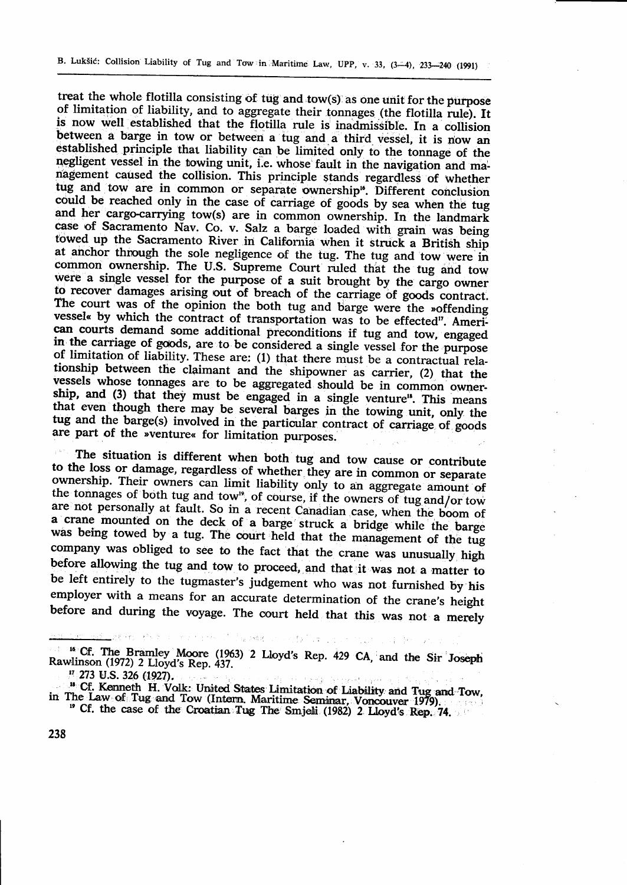treat the whole flotilla consisting of tug and tow(s) as one unit for the purpose of limitation of liability, and to aggregate their tonnages (the flotilla rule). It is now well established that the flotilla rule is inadmissible. In a collision between a barge in tow or between a tug and a third vessel, it is now an established principle that liability can be limited only to the tonnage of the negligent vessel in the towing unit, i.e. whose fault in the navigation and management caused the collision. This principle stands regardless of whether tug and tow are in common or separate ownership[16]. Different conclusion could be reached only in the case of carriage of goods by sea when the tug and her cargo-carrying tow(s) are in common ownership. In the landmark case of Sacramento Nav. Co. v. Salz a barge loaded with grain was being towed up the Sacramento River in California when it struck a British ship at anchor through the sole negligence of the tug. The tug and tow were in common ownership. The U.S. Supreme Court ruled that the tug and tow were a single vessel for the purpose of a suit brought by the cargo owner to recover damages arising out of breach of the carriage of goods contract. The court was of the opinion the both tug and barge were the »offending vessel« by which the contract of transportation was to be effected"[17]. American courts demand some additional preconditions if tug and tow, engaged in the carriage of goods, are to be considered a single vessel for the purpose of limitation of liability. These are: (1) that there must be a contractual relationship between the claimant and the shipowner as carrier, (2) that the vessels whose tonnages are to be aggregated should be in common ownership, and (3) that they must be engaged in a single venture[18]. This means that even though there may be several barges in the towing unit, only the tug and the barge(s) involved in the particular contract of carriage of goods are part of the »venture« for limitation purposes.

The situation is different when both tug and tow cause or contribute to the loss or damage, regardless of whether they are in common or separate ownership. Their owners can limit liability only to an aggregate amount of the tonnages of both tug and tow[19], of course, if the owners of tug and/or tow are not personally at fault. So in a recent Canadian case, when the boom of a crane mounted on the deck of a barge struck a bridge while the barge was being towed by a tug. The court held that the management of the tug company was obliged to see to the fact that the crane was unusually high before allowing the tug and tow to proceed, and that it was not a matter to be left entirely to the tugmaster's judgement who was not furnished by his employer with a means for an accurate determination of the crane's height before and during the voyage. The court held that this was not a merely

---

[16] Cf. The Bramley Moore (1963) 2 Lloyd's Rep. 429 CA, and the Sir Joseph Rawlinson (1972) 2 Lloyd's Rep. 437.

[17] 273 U.S. 326 (1927).

[18] Cf. Kenneth H. Volk: United States Limitation of Liability and Tug and Tow, in The Law of Tug and Tow (Intern. Maritime Seminar, Voncouver 1979).

[19] Cf. the case of the Croatian Tug The Smjeli (1982) 2 Lloyd's Rep. 74.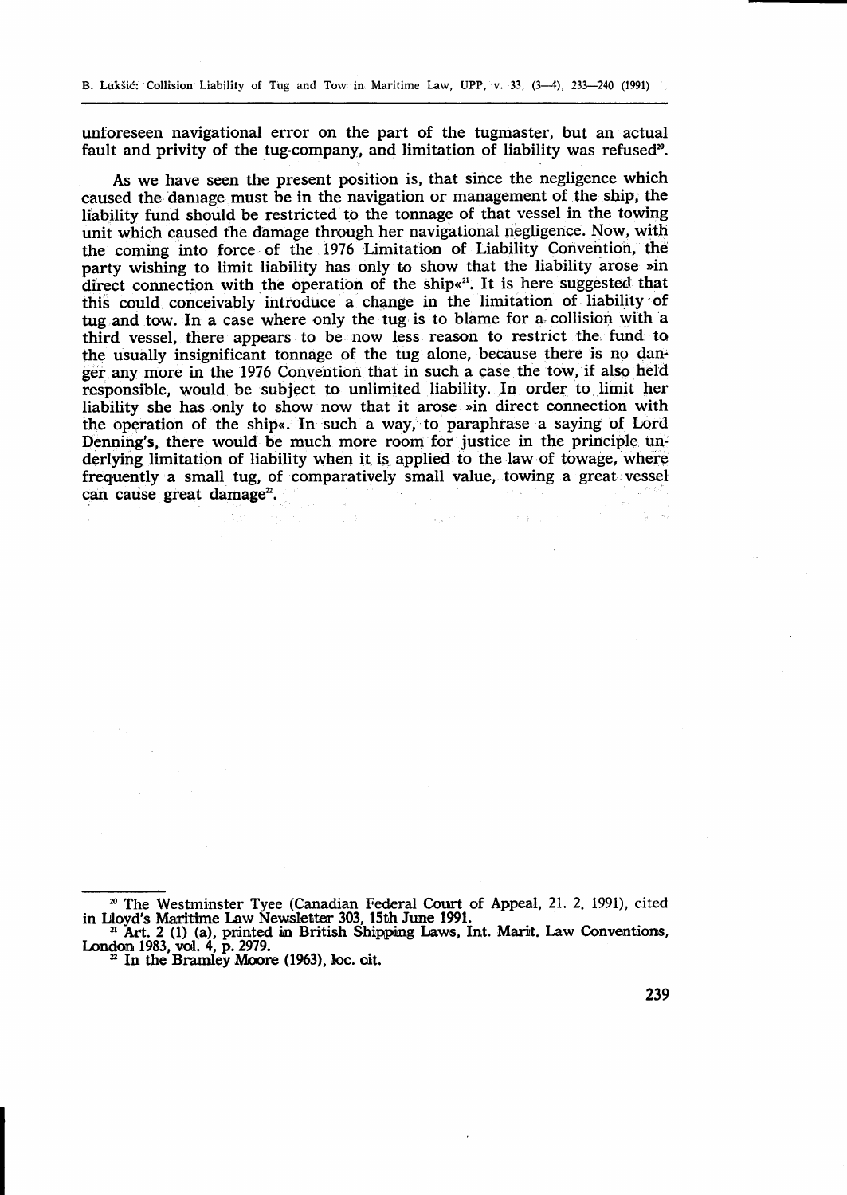unforeseen navigational error on the part of the tugmaster, but an actual fault and privity of the tug-company, and limitation of liability was refused[20].

As we have seen the present position is, that since the negligence which caused the damage must be in the navigation or management of the ship, the liability fund should be restricted to the tonnage of that vessel in the towing unit which caused the damage through her navigational negligence. Now, with the coming into force of the 1976 Limitation of Liability Convention, the party wishing to limit liability has only to show that the liability arose »in direct connection with the operation of the ship«[21]. It is here suggested that this could conceivably introduce a change in the limitation of liability of tug and tow. In a case where only the tug is to blame for a collision with a third vessel, there appears to be now less reason to restrict the fund to the usually insignificant tonnage of the tug alone, because there is no danger any more in the 1976 Convention that in such a case the tow, if also held responsible, would be subject to unlimited liability. In order to limit her liability she has only to show now that it arose »in direct connection with the operation of the ship«. In such a way, to paraphrase a saying of Lord Denning's, there would be much more room for justice in the principle underlying limitation of liability when it is applied to the law of towage, where frequently a small tug, of comparatively small value, towing a great vessel can cause great damage[22].

---

[20] The Westminster Tyee (Canadian Federal Court of Appeal, 21. 2. 1991), cited in Lloyd's Maritime Law Newsletter 303, 15th June 1991.

[21] Art. 2 (1) (a), printed in British Shipping Laws, Int. Marit. Law Conventions, London 1983, vol. 4, p. 2979.

[22] In the Bramley Moore (1963), loc. cit.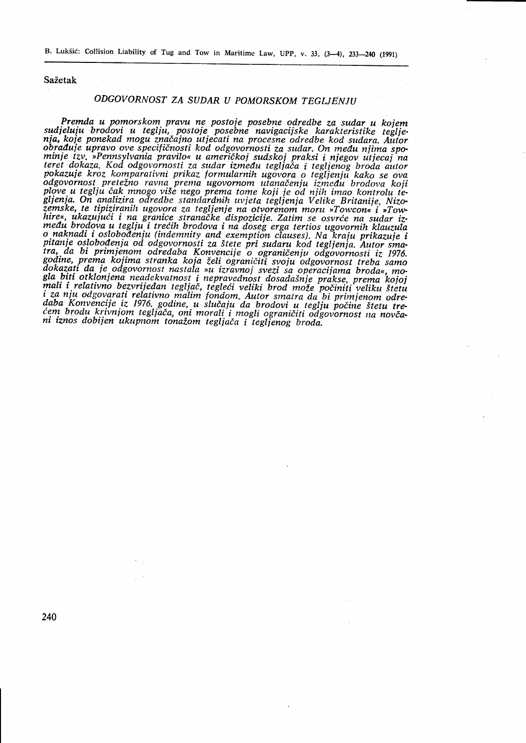## Sažetak

### *ODGOVORNOST ZA SUDAR U POMORSKOM TEGLJENJU*

*Premda u pomorskom pravu ne postoje posebne odredbe za sudar u kojem sudjeluju brodovi u teglju, postoje posebne navigacijske karakteristike tegljenja, koje ponekad mogu značajno utjecati na procesne odredbe kod sudara. Autor obrađuje upravo ove specifičnosti kod odgovornosti za sudar. On među njima spominje tzv. »Pennsylvania pravilo« u američkoj sudskoj praksi i njegov utjecaj na teret dokaza. Kod odgovornosti za sudar između tegljača i tegljenog broda autor pokazuje kroz komparativni prikaz formularnih ugovora o tegljenju kako se ova odgovornost pretežno ravna prema ugovornom utanačenju između brodova koji plove u teglju čak mnogo više nego prema tome koji je od njih imao kontrolu tegljenja. On analizira odredbe standardnih uvjeta tegljenja Velike Britanije, Nizozemske, te tipiziranih ugovora za tegljenje na otvorenom moru »Towcon« i »Towhire«, ukazujući i na granice stranačke dispozicije. Zatim se osvrće na sudar između brodova u teglju i trećih brodova i na doseg erga tertios ugovornih klauzula o naknadi i oslobođenju (indemnity and exemption clauses). Na kraju prikazuje i pitanje oslobođenja od odgovornosti za štete pri sudaru kod tegljenja. Autor smatra, da bi primjenom odredaba Konvencije o ograničenju odgovornosti iz 1976. godine, prema kojima stranka koja želi ograničiti svoju odgovornost treba samo dokazati da je odgovornost nastala »u izravnoj svezi sa operacijama broda«, mogla biti otklonjena neadekvatnost i nepravednost dosadašnje prakse, prema kojoj mali i relativno bezvrijedan tegljač, tegleći veliki brod može počiniti veliku štetu i za nju odgovarati relativno malim fondom. Autor smatra da bi primjenom odredaba Konvencije iz 1976. godine, u slučaju da brodovi u teglju počine štetu trećem brodu krivnjom tegljača, oni morali i mogli ograničiti odgovornost na novčani iznos dobijen ukupnom tonažom tegljača i tegljenog broda.*